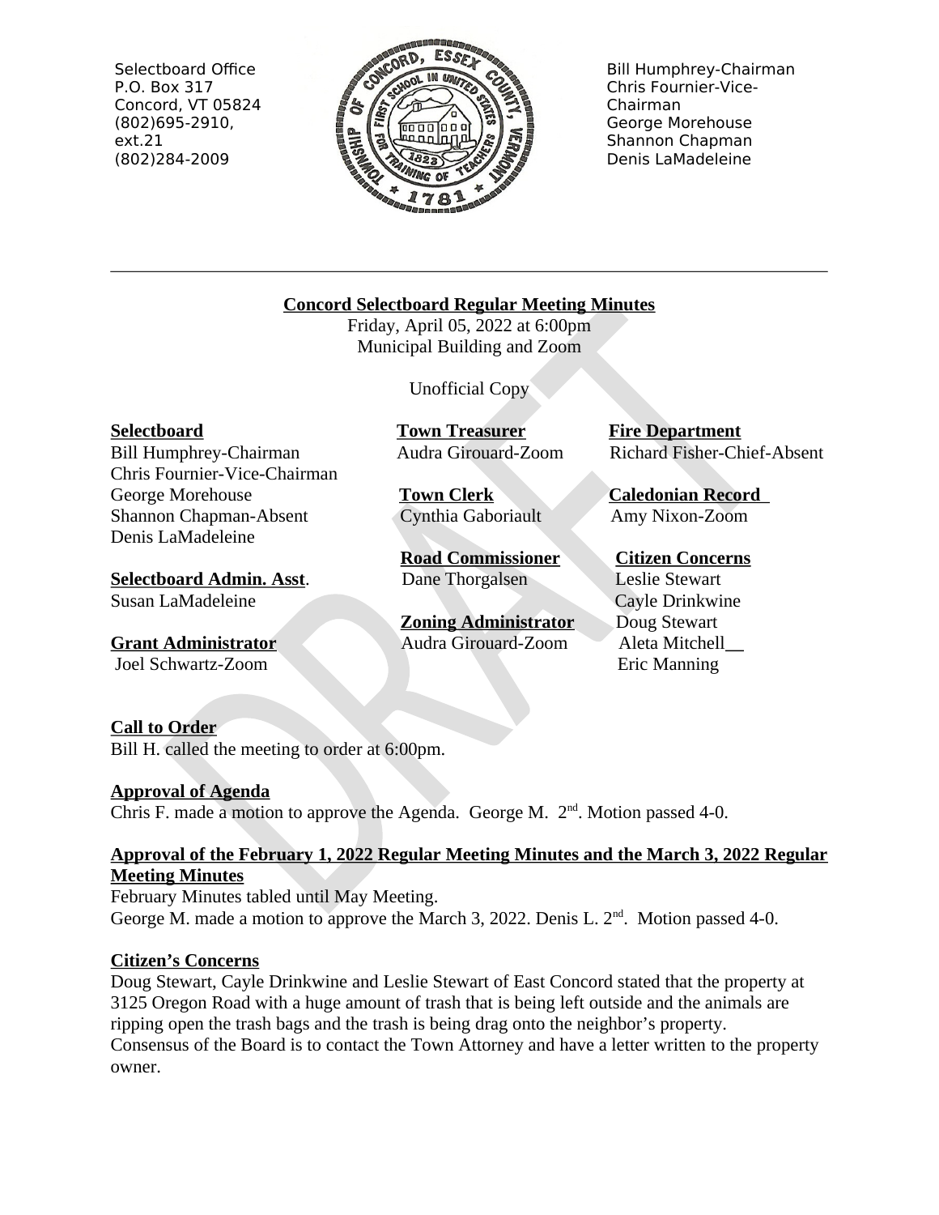Selectbaord Office
P.O. Box 317
Concord, VT 05824
(802)695-2910, ext.21
(802)284-2009

Bill Humphrey-Chairman
Chris Fournier-Vice-Chairman
George Morehouse
Shannon Chapman
Denis LaMadeleine

---

## Concord Selectboard Regular Meeting Minutes

Friday, April 05, 2022 at 6:00pm
Municipal Building and Zoom

Unofficial Copy

**Selectboard**
Bill Humphrey-Chairman
Chris Fournier-Vice-Chairman
George Morehouse
Shannon Chapman-Absent
Denis LaMadeleine

**Selectboard Admin. Asst**.
Susan LaMadeleine

**Grant Administrator**
Joel Schwartz-Zoom

**Town Treasurer**
Audra Girouard-Zoom

**Town Clerk**
Cynthia Gaboriault

**Road Commissioner**
Dane Thorgalsen

**Zoning Administrator**
Audra Girouard-Zoom

**Fire Department**
Richard Fisher-Chief-Absent

**Caledonian Record**
Amy Nixon-Zoom

**Citizen Concerns**
Leslie Stewart
Cayle Drinkwine
Doug Stewart
Aleta Mitchell
Eric Manning

**Call to Order**
Bill H. called the meeting to order at 6:00pm.

**Approval of Agenda**
Chris F. made a motion to approve the Agenda. George M. 2nd. Motion passed 4-0.

**Approval of the February 1, 2022 Regular Meeting Minutes and the March 3, 2022 Regular Meeting Minutes**
February Minutes tabled until May Meeting.
George M. made a motion to approve the March 3, 2022. Denis L. 2nd. Motion passed 4-0.

**Citizen's Concerns**
Doug Stewart, Cayle Drinkwine and Leslie Stewart of East Concord stated that the property at 3125 Oregon Road with a huge amount of trash that is being left outside and the animals are ripping open the trash bags and the trash is being drag onto the neighbor's property.
Consensus of the Board is to contact the Town Attorney and have a letter written to the property owner.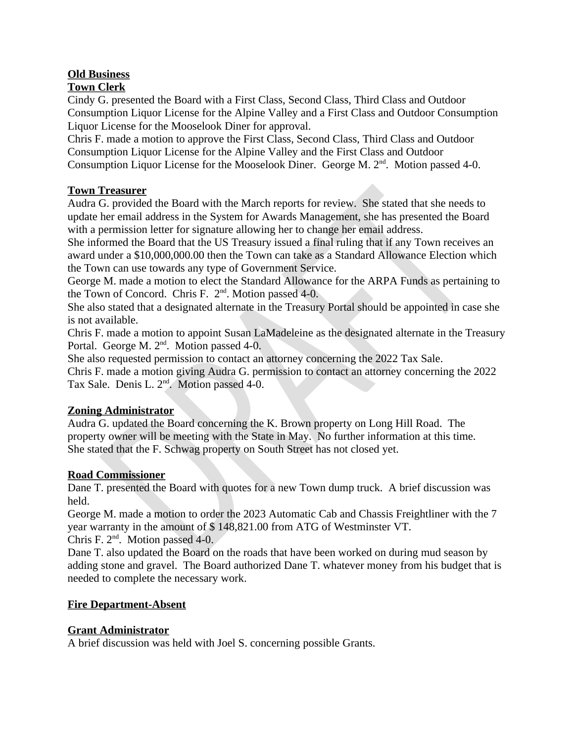**Old Business**

**Town Clerk**

Cindy G. presented the Board with a First Class, Second Class, Third Class and Outdoor Consumption Liquor License for the Alpine Valley and a First Class and Outdoor Consumption Liquor License for the Mooselook Diner for approval.

Chris F. made a motion to approve the First Class, Second Class, Third Class and Outdoor Consumption Liquor License for the Alpine Valley and the First Class and Outdoor Consumption Liquor License for the Mooselook Diner. George M. 2nd. Motion passed 4-0.

**Town Treasurer**

Audra G. provided the Board with the March reports for review. She stated that she needs to update her email address in the System for Awards Management, she has presented the Board with a permission letter for signature allowing her to change her email address.

She informed the Board that the US Treasury issued a final ruling that if any Town receives an award under a $10,000,000.00 then the Town can take as a Standard Allowance Election which the Town can use towards any type of Government Service.

George M. made a motion to elect the Standard Allowance for the ARPA Funds as pertaining to the Town of Concord. Chris F. 2nd. Motion passed 4-0.

She also stated that a designated alternate in the Treasury Portal should be appointed in case she is not available.

Chris F. made a motion to appoint Susan LaMadeleine as the designated alternate in the Treasury Portal. George M. 2nd. Motion passed 4-0.

She also requested permission to contact an attorney concerning the 2022 Tax Sale.

Chris F. made a motion giving Audra G. permission to contact an attorney concerning the 2022 Tax Sale. Denis L. 2nd. Motion passed 4-0.

**Zoning Administrator**

Audra G. updated the Board concerning the K. Brown property on Long Hill Road. The property owner will be meeting with the State in May. No further information at this time. She stated that the F. Schwag property on South Street has not closed yet.

**Road Commissioner**

Dane T. presented the Board with quotes for a new Town dump truck. A brief discussion was held.

George M. made a motion to order the 2023 Automatic Cab and Chassis Freightliner with the 7 year warranty in the amount of $ 148,821.00 from ATG of Westminster VT.

Chris F. 2nd. Motion passed 4-0.

Dane T. also updated the Board on the roads that have been worked on during mud season by adding stone and gravel. The Board authorized Dane T. whatever money from his budget that is needed to complete the necessary work.

**Fire Department-Absent**

**Grant Administrator**

A brief discussion was held with Joel S. concerning possible Grants.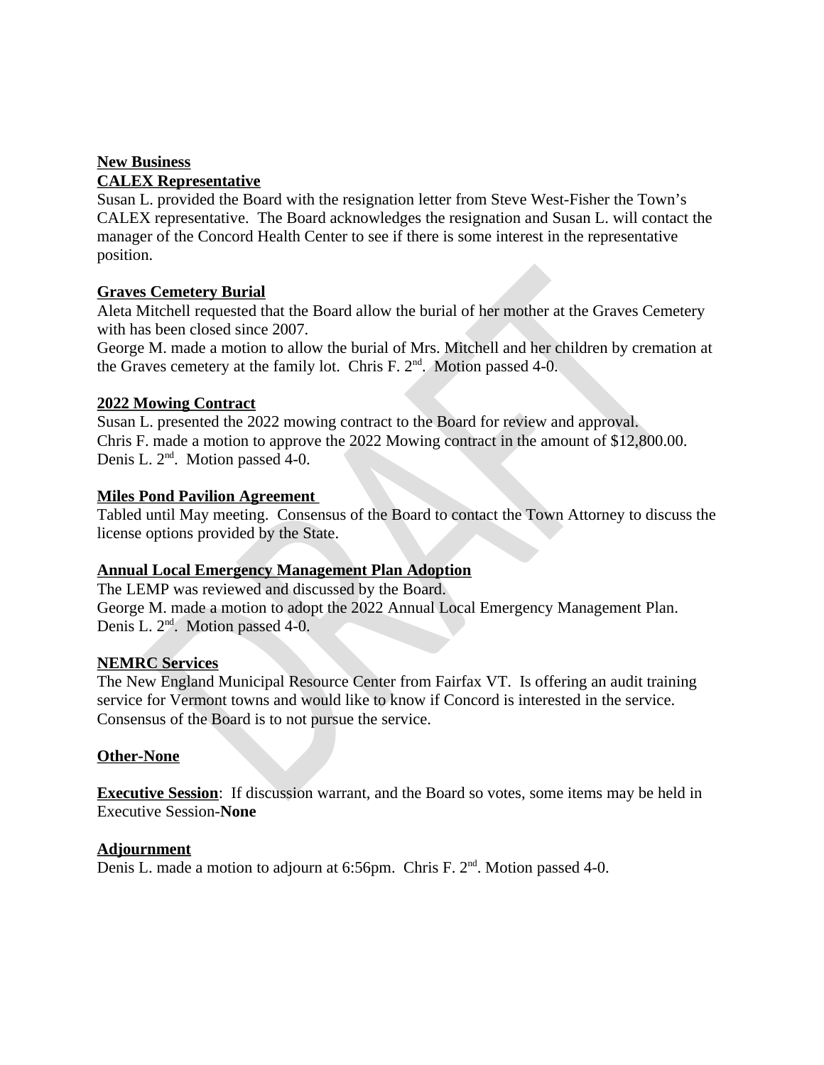**New Business**

**CALEX Representative**

Susan L. provided the Board with the resignation letter from Steve West-Fisher the Town's CALEX representative. The Board acknowledges the resignation and Susan L. will contact the manager of the Concord Health Center to see if there is some interest in the representative position.

**Graves Cemetery Burial**

Aleta Mitchell requested that the Board allow the burial of her mother at the Graves Cemetery with has been closed since 2007.
George M. made a motion to allow the burial of Mrs. Mitchell and her children by cremation at the Graves cemetery at the family lot. Chris F. 2nd. Motion passed 4-0.

**2022 Mowing Contract**

Susan L. presented the 2022 mowing contract to the Board for review and approval.
Chris F. made a motion to approve the 2022 Mowing contract in the amount of $12,800.00. Denis L. 2nd. Motion passed 4-0.

**Miles Pond Pavilion Agreement**

Tabled until May meeting. Consensus of the Board to contact the Town Attorney to discuss the license options provided by the State.

**Annual Local Emergency Management Plan Adoption**

The LEMP was reviewed and discussed by the Board.
George M. made a motion to adopt the 2022 Annual Local Emergency Management Plan. Denis L. 2nd. Motion passed 4-0.

**NEMRC Services**

The New England Municipal Resource Center from Fairfax VT. Is offering an audit training service for Vermont towns and would like to know if Concord is interested in the service. Consensus of the Board is to not pursue the service.

**Other-None**

**Executive Session**: If discussion warrant, and the Board so votes, some items may be held in Executive Session-**None**

**Adjournment**

Denis L. made a motion to adjourn at 6:56pm. Chris F. 2nd. Motion passed 4-0.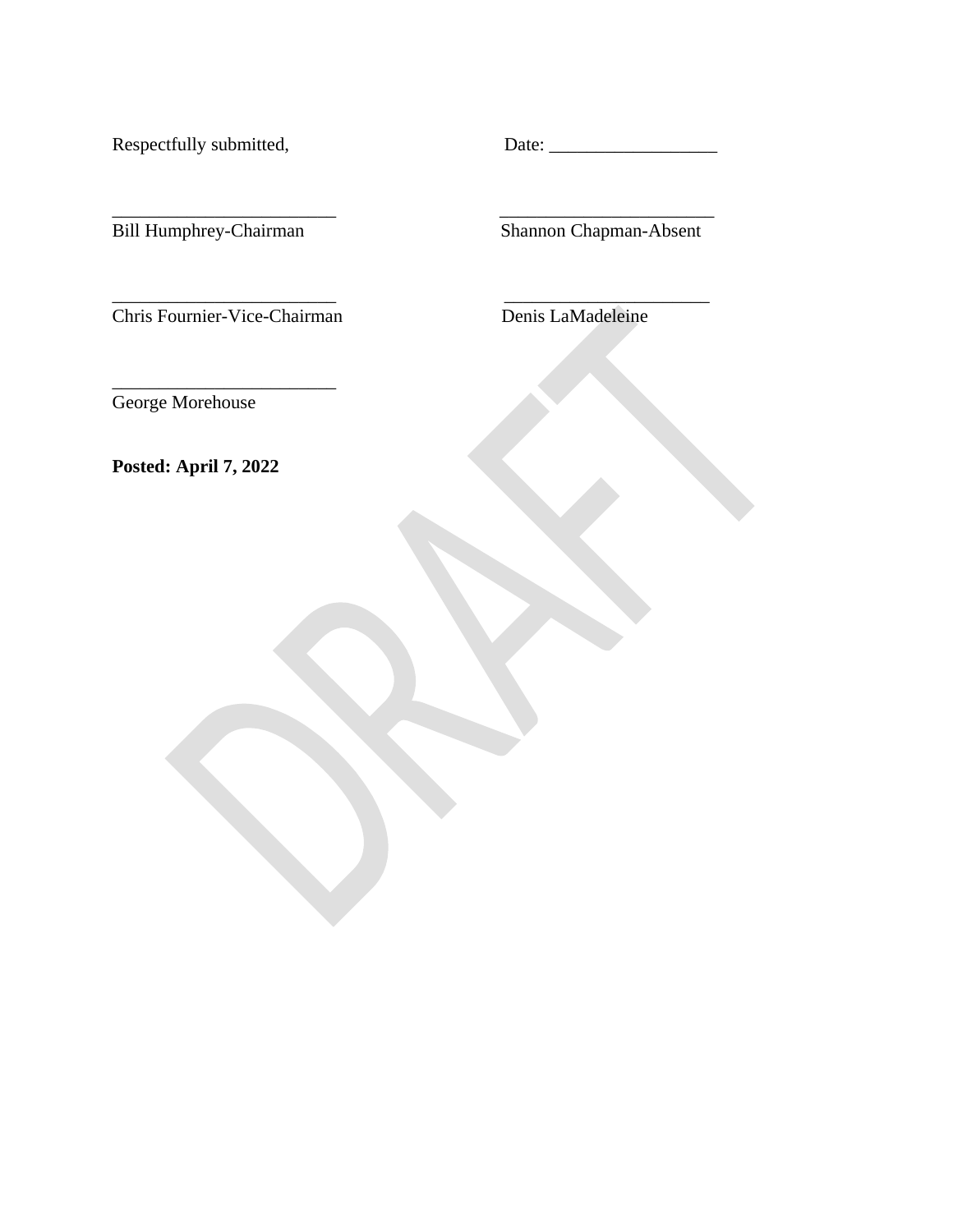Respectfully submitted, Date: __________________

________________________ ______________________

Bill Humphrey-Chairman Shannon Chapman-Absent

________________________ ______________________

Chris Fournier-Vice-Chairman Denis LaMadeleine

________________________

George Morehouse

**Posted: April 7, 2022**